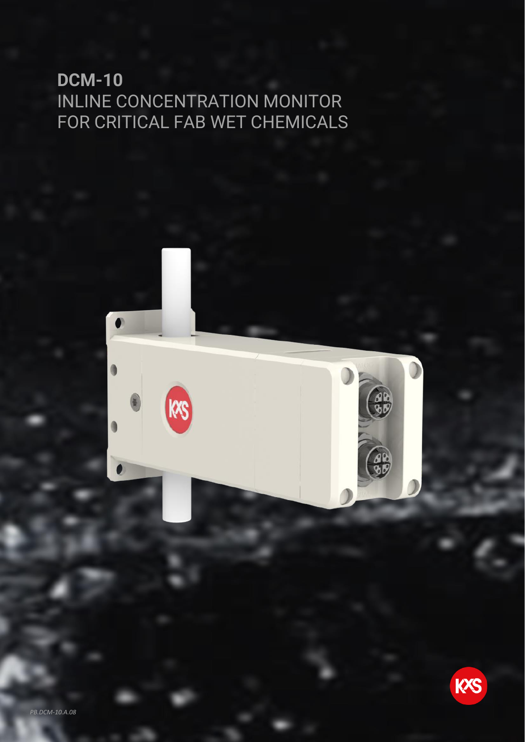# DCM-10

INLINE CONCENTRATION MONITOR
FOR CRITICAL FAB WET CHEMICALS

*PB.DCM-10.A.08*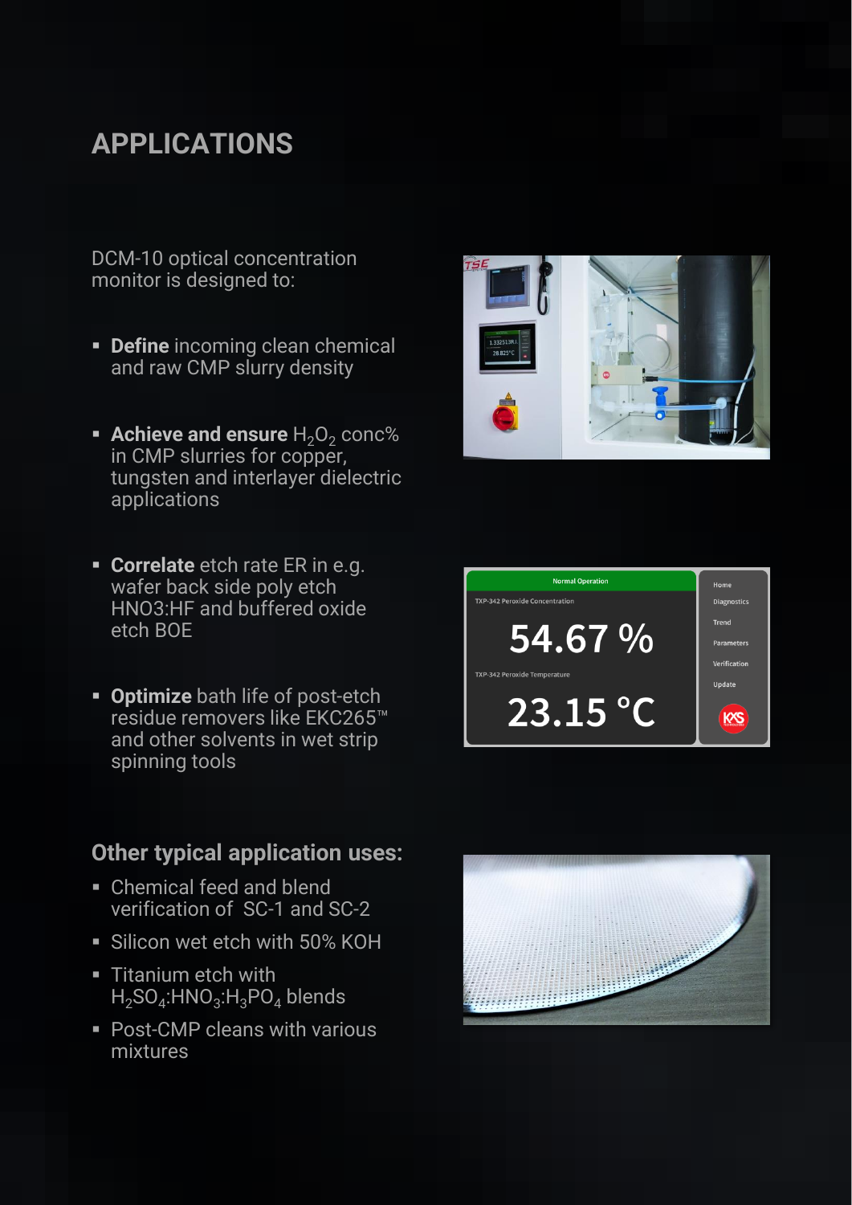# APPLICATIONS

DCM-10 optical concentration monitor is designed to:

- **Define** incoming clean chemical and raw CMP slurry density
- **Achieve and ensure** $H_2O_2$ conc% in CMP slurries for copper, tungsten and interlayer dielectric applications
- **Correlate** etch rate ER in e.g. wafer back side poly etch HNO3:HF and buffered oxide etch BOE
- **Optimize** bath life of post-etch residue removers like EKC265™ and other solvents in wet strip spinning tools

## Other typical application uses:

- Chemical feed and blend verification of SC-1 and SC-2
- Silicon wet etch with 50% KOH
- Titanium etch with $H_2SO_4$:$HNO_3$:$H_3PO_4$ blends
- Post-CMP cleans with various mixtures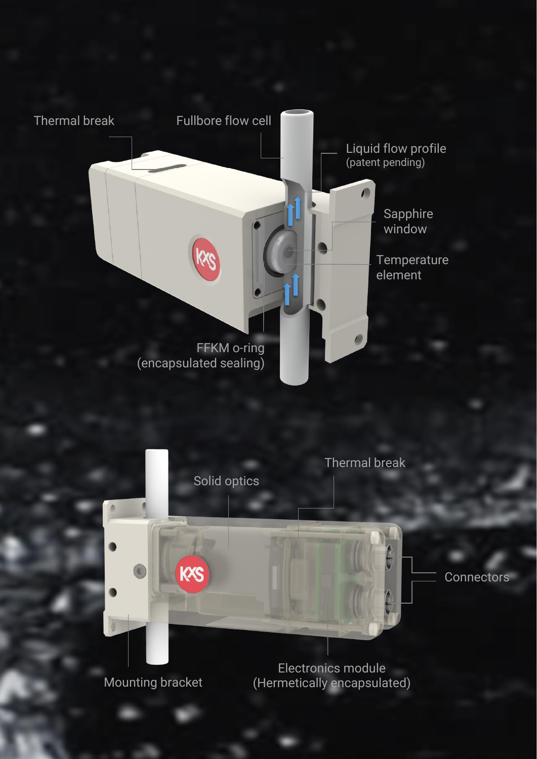Thermal break

Fullbore flow cell

Liquid flow profile
(patent pending)

Sapphire window

Temperature element

FFKM o-ring
(encapsulated sealing)

Solid optics

Thermal break

Connectors

Mounting bracket

Electronics module
(Hermetically encapsulated)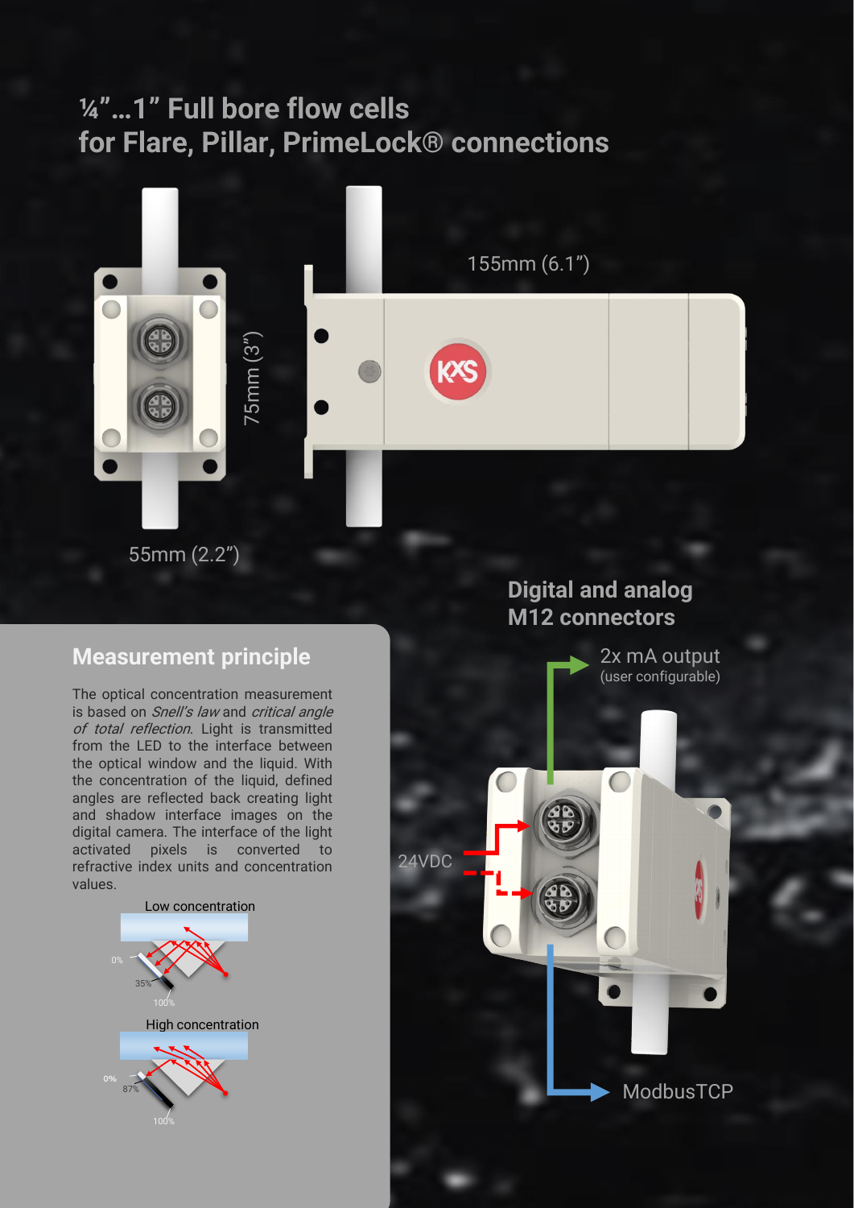# ¼”...1” Full bore flow cells for Flare, Pillar, PrimeLock® connections

155mm (6.1”)

75mm (3”)

55mm (2.2”)

## Digital and analog M12 connectors

2x mA output
(user configurable)

24VDC

ModbusTCP

## Measurement principle

The optical concentration measurement is based on *Snell’s law* and *critical angle of total reflection*. Light is transmitted from the LED to the interface between the optical window and the liquid. With the concentration of the liquid, defined angles are reflected back creating light and shadow interface images on the digital camera. The interface of the light activated pixels is converted to refractive index units and concentration values.

Low concentration

0%

35%

100%

High concentration

0%

87%

100%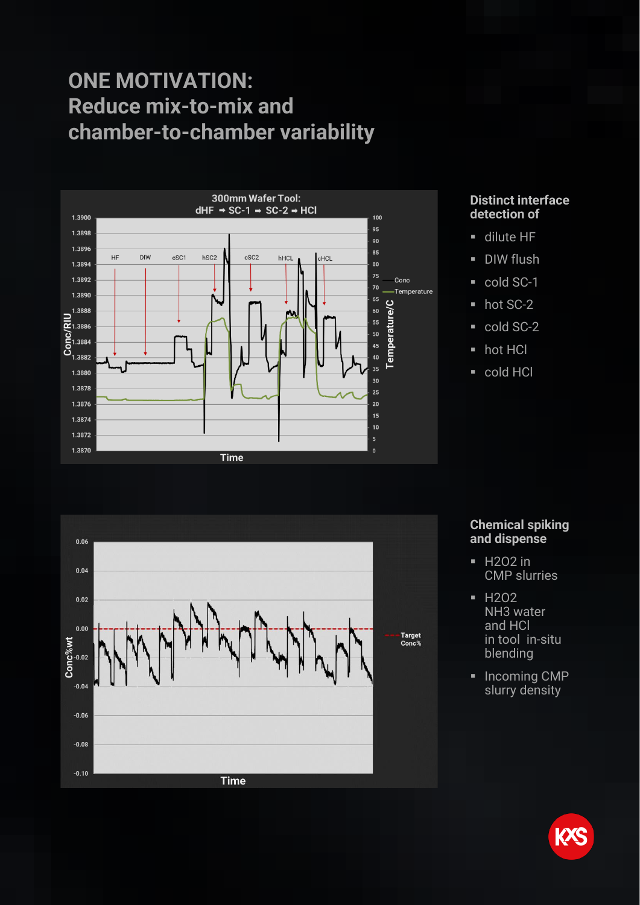# ONE MOTIVATION: Reduce mix-to-mix and chamber-to-chamber variability

### Distinct interface detection of

- dilute HF
- DIW flush
- cold SC-1
- hot SC-2
- cold SC-2
- hot HCl
- cold HCl

### Chemical spiking and dispense

- $H_2O_2$ in CMP slurries
- $H_2O_2$ $NH_3$ water and HCl in tool in-situ blending
- Incoming CMP slurry density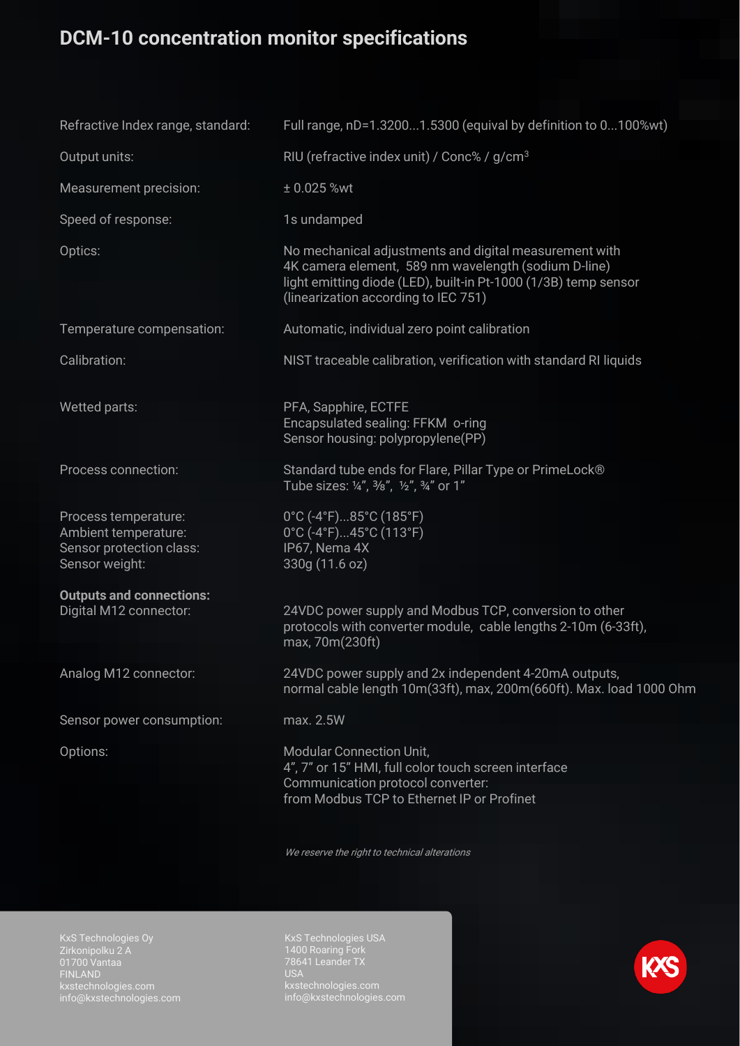## DCM-10 concentration monitor specifications

| | |
|---|---|
| Refractive Index range, standard: | Full range, nD=1.3200...1.5300 (equival by definition to 0...100%wt) |
| Output units: | RIU (refractive index unit) / Conc% / g/cm$^3$ |
| Measurement precision: | ± 0.025 %wt |
| Speed of response: | 1s undamped |
| Optics: | No mechanical adjustments and digital measurement with 4K camera element, 589 nm wavelength (sodium D-line) light emitting diode (LED), built-in Pt-1000 (1/3B) temp sensor (linearization according to IEC 751) |
| Temperature compensation: | Automatic, individual zero point calibration |
| Calibration: | NIST traceable calibration, verification with standard RI liquids |
| Wetted parts: | PFA, Sapphire, ECTFE<br>Encapsulated sealing: FFKM o-ring<br>Sensor housing: polypropylene(PP) |
| Process connection: | Standard tube ends for Flare, Pillar Type or PrimeLock®<br>Tube sizes: ¼”, ⅜”, ½”, ¾” or 1” |
| Process temperature: | 0°C (-4°F)...85°C (185°F) |
| Ambient temperature: | 0°C (-4°F)...45°C (113°F) |
| Sensor protection class: | IP67, Nema 4X |
| Sensor weight: | 330g (11.6 oz) |
| **Outputs and connections:** | |
| Digital M12 connector: | 24VDC power supply and Modbus TCP, conversion to other protocols with converter module, cable lengths 2-10m (6-33ft), max, 70m(230ft) |
| Analog M12 connector: | 24VDC power supply and 2x independent 4-20mA outputs, normal cable length 10m(33ft), max, 200m(660ft). Max. load 1000 Ohm |
| Sensor power consumption: | max. 2.5W |
| Options: | Modular Connection Unit,<br>4”, 7” or 15” HMI, full color touch screen interface<br>Communication protocol converter:<br>from Modbus TCP to Ethernet IP or Profinet |

*We reserve the right to technical alterations*

KxS Technologies Oy
Zirkonipolku 2 A
01700 Vantaa
FINLAND
kxstechnologies.com
info@kxstechnologies.com

KxS Technologies USA
1400 Roaring Fork
78641 Leander TX
USA
kxstechnologies.com
info@kxstechnologies.com